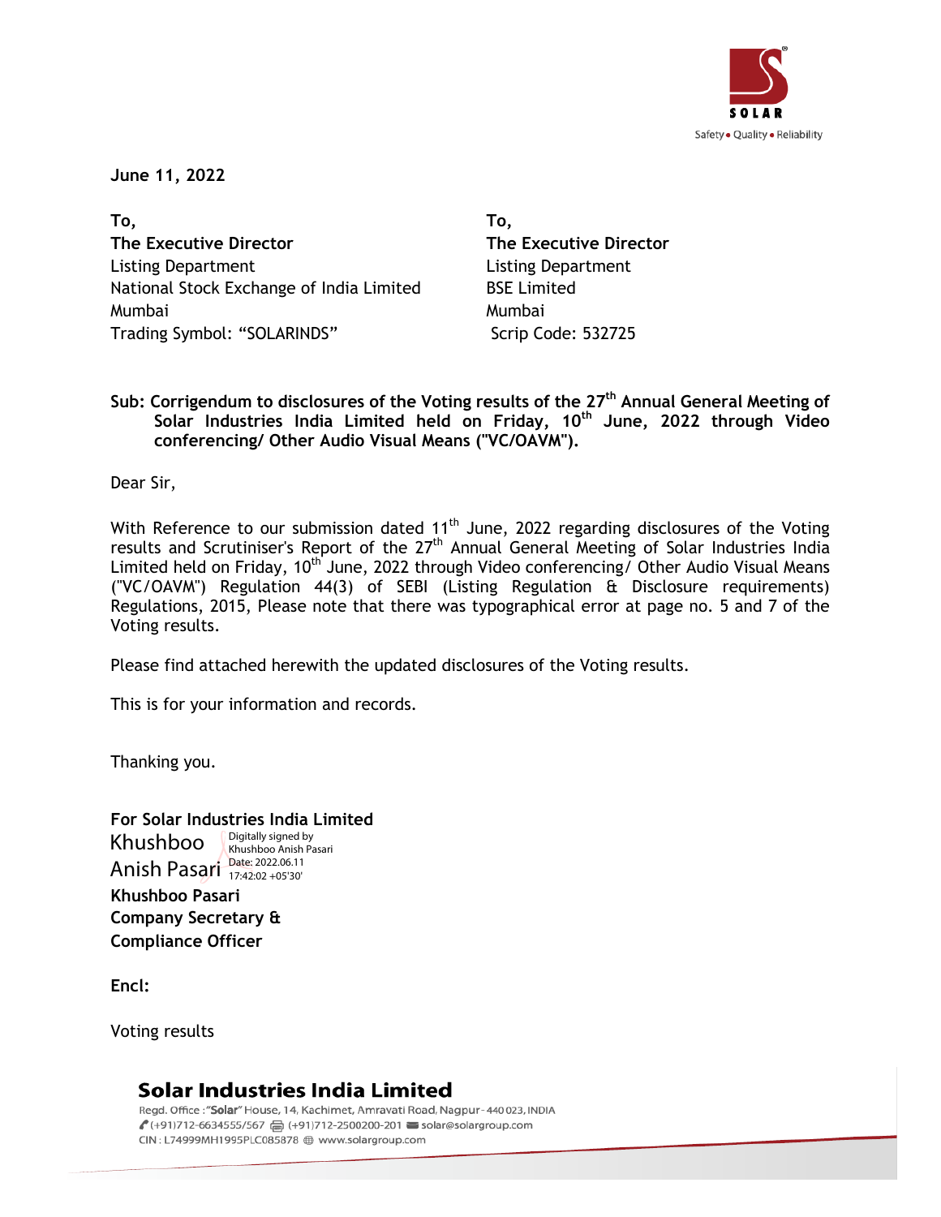June 11, 2022

To,
**The Executive Director**
Listing Department
National Stock Exchange of India Limited
Mumbai
Trading Symbol: "SOLARINDS"

To,
**The Executive Director**
Listing Department
BSE Limited
Mumbai
Scrip Code: 532725

**Sub: Corrigendum to disclosures of the Voting results of the 27th Annual General Meeting of Solar Industries India Limited held on Friday, 10th June, 2022 through Video conferencing/ Other Audio Visual Means ("VC/OAVM").**

Dear Sir,

With Reference to our submission dated 11th June, 2022 regarding disclosures of the Voting results and Scrutiniser's Report of the 27th Annual General Meeting of Solar Industries India Limited held on Friday, 10th June, 2022 through Video conferencing/ Other Audio Visual Means ("VC/OAVM") Regulation 44(3) of SEBI (Listing Regulation & Disclosure requirements) Regulations, 2015, Please note that there was typographical error at page no. 5 and 7 of the Voting results.

Please find attached herewith the updated disclosures of the Voting results.

This is for your information and records.

Thanking you.

**For Solar Industries India Limited**

Khushboo Anish Pasari (Digitally signed by Khushboo Anish Pasari, Date: 2022.06.11 17:42:02 +05'30')

**Khushboo Pasari**
**Company Secretary &**
**Compliance Officer**

**Encl:**

Voting results

**Solar Industries India Limited**
Regd. Office : "Solar" House, 14, Kachimet, Amravati Road, Nagpur - 440 023, INDIA
(+91)712-6634555/567 (+91)712-2500200-201 solar@solargroup.com
CIN : L74999MH1995PLC085878 www.solargroup.com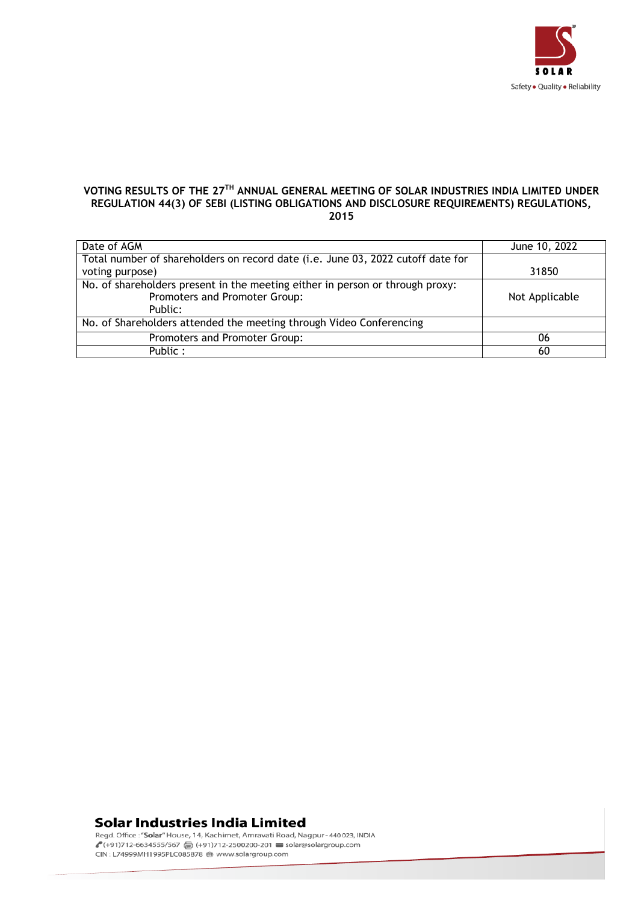**VOTING RESULTS OF THE 27TH ANNUAL GENERAL MEETING OF SOLAR INDUSTRIES INDIA LIMITED UNDER REGULATION 44(3) OF SEBI (LISTING OBLIGATIONS AND DISCLOSURE REQUIREMENTS) REGULATIONS, 2015**

| | |
|---|---|
| Date of AGM | June 10, 2022 |
| Total number of shareholders on record date (i.e. June 03, 2022 cutoff date for voting purpose) | 31850 |
| No. of shareholders present in the meeting either in person or through proxy:<br>Promoters and Promoter Group:<br>Public: | Not Applicable |
| No. of Shareholders attended the meeting through Video Conferencing | |
| Promoters and Promoter Group: | 06 |
| Public : | 60 |

**Solar Industries India Limited**

Regd. Office : "Solar" House, 14, Kachimet, Amravati Road, Nagpur - 440 023, INDIA
(+91)712-6634555/567 (+91)712-2500200-201 solar@solargroup.com
CIN : L74999MH1995PLC085878 www.solargroup.com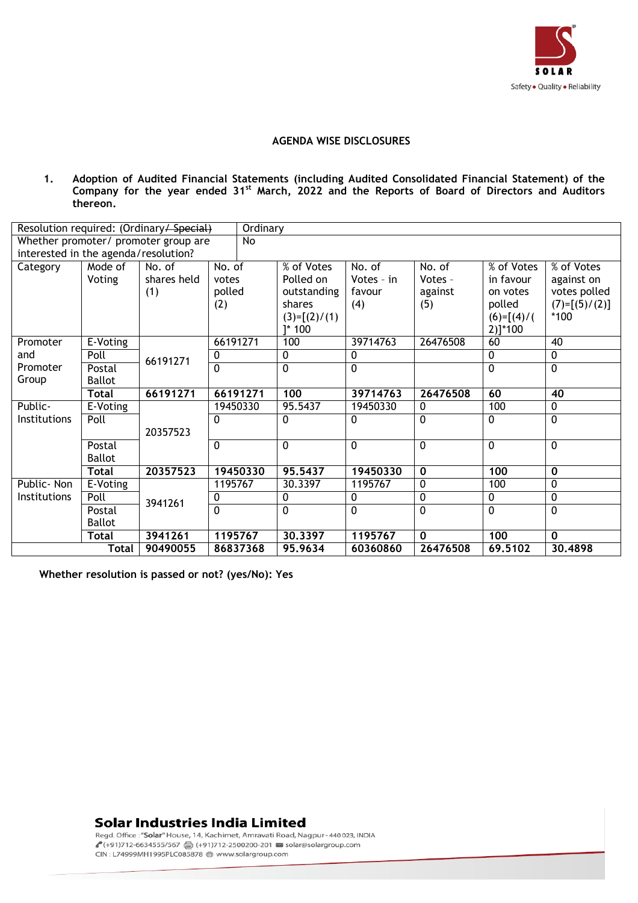## AGENDA WISE DISCLOSURES

**1. Adoption of Audited Financial Statements (including Audited Consolidated Financial Statement) of the Company for the year ended 31st March, 2022 and the Reports of Board of Directors and Auditors thereon.**

| Resolution required: (Ordinary/ ~~Special~~) | | | Ordinary | | | | | |
|---|---|---|---|---|---|---|---|---|
| Whether promoter/ promoter group are interested in the agenda/resolution? | | | No | | | | | |
| Category | Mode of Voting | No. of shares held (1) | No. of votes polled (2) | % of Votes Polled on outstanding shares (3)=[(2)/(1)]* 100 | No. of Votes - in favour (4) | No. of Votes - against (5) | % of Votes in favour on votes polled (6)=[(4)/(2)]*100 | % of Votes against on votes polled (7)=[(5)/(2)]*100 |
| Promoter and Promoter Group | E-Voting | 66191271 | 66191271 | 100 | 39714763 | 26476508 | 60 | 40 |
| | Poll | | 0 | 0 | 0 | | 0 | 0 |
| | Postal Ballot | | 0 | 0 | 0 | | 0 | 0 |
| | **Total** | **66191271** | **66191271** | **100** | **39714763** | **26476508** | **60** | **40** |
| Public-Institutions | E-Voting | 20357523 | 19450330 | 95.5437 | 19450330 | 0 | 100 | 0 |
| | Poll | | 0 | 0 | 0 | 0 | 0 | 0 |
| | Postal Ballot | | 0 | 0 | 0 | 0 | 0 | 0 |
| | **Total** | **20357523** | **19450330** | **95.5437** | **19450330** | **0** | **100** | **0** |
| Public- Non Institutions | E-Voting | 3941261 | 1195767 | 30.3397 | 1195767 | 0 | 100 | 0 |
| | Poll | | 0 | 0 | 0 | 0 | 0 | 0 |
| | Postal Ballot | | 0 | 0 | 0 | 0 | 0 | 0 |
| | **Total** | **3941261** | **1195767** | **30.3397** | **1195767** | **0** | **100** | **0** |
| | **Total** | **90490055** | **86837368** | **95.9634** | **60360860** | **26476508** | **69.5102** | **30.4898** |

**Whether resolution is passed or not? (yes/No): Yes**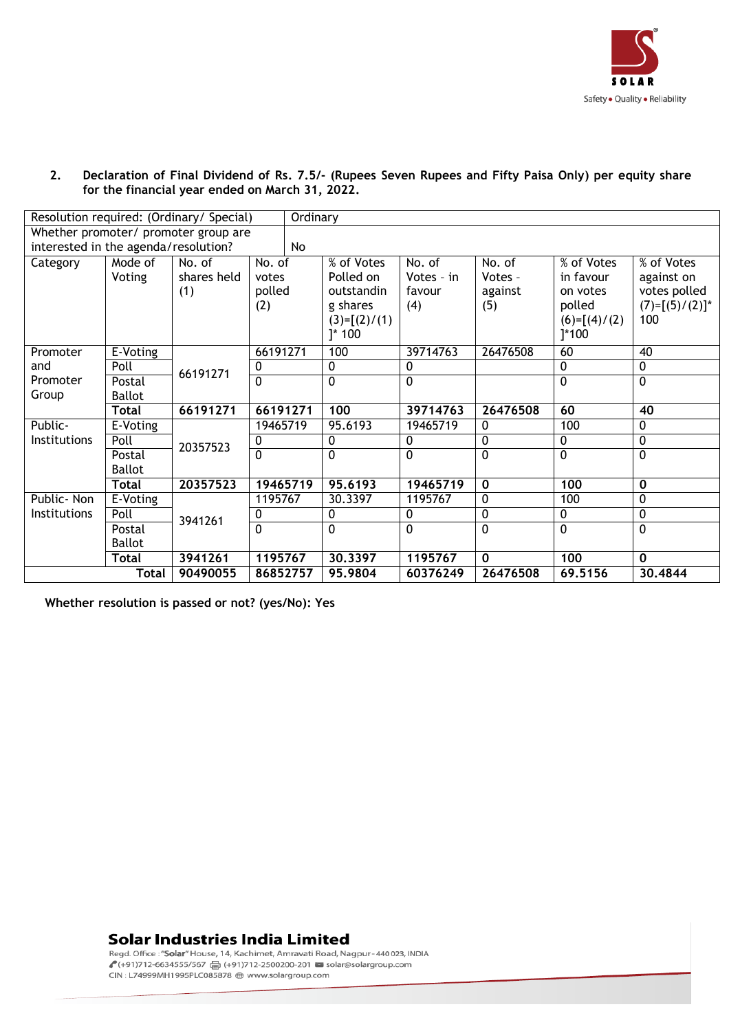2. **Declaration of Final Dividend of Rs. 7.5/- (Rupees Seven Rupees and Fifty Paisa Only) per equity share for the financial year ended on March 31, 2022.**

| Resolution required: (Ordinary/ Special) | | | Ordinary | | | | | |
|---|---|---|---|---|---|---|---|---|
| Whether promoter/ promoter group are interested in the agenda/resolution? | | | No | | | | | |
| Category | Mode of Voting | No. of shares held (1) | No. of votes polled (2) | % of Votes Polled on outstanding shares (3)=[(2)/(1)]* 100 | No. of Votes - in favour (4) | No. of Votes - against (5) | % of Votes in favour on votes polled (6)=[(4)/(2)]*100 | % of Votes against on votes polled (7)=[(5)/(2)]* 100 |
| Promoter and Promoter Group | E-Voting | 66191271 | 66191271 | 100 | 39714763 | 26476508 | 60 | 40 |
| | Poll | | 0 | 0 | 0 | 0 | 0 | 0 |
| | Postal Ballot | | 0 | 0 | 0 | | 0 | 0 |
| | **Total** | **66191271** | **66191271** | **100** | **39714763** | **26476508** | **60** | **40** |
| Public-Institutions | E-Voting | 20357523 | 19465719 | 95.6193 | 19465719 | 0 | 100 | 0 |
| | Poll | | 0 | 0 | 0 | 0 | 0 | 0 |
| | Postal Ballot | | 0 | 0 | 0 | 0 | 0 | 0 |
| | **Total** | **20357523** | **19465719** | **95.6193** | **19465719** | **0** | **100** | **0** |
| Public- Non Institutions | E-Voting | 3941261 | 1195767 | 30.3397 | 1195767 | 0 | 100 | 0 |
| | Poll | | 0 | 0 | 0 | 0 | 0 | 0 |
| | Postal Ballot | | 0 | 0 | 0 | 0 | 0 | 0 |
| | **Total** | **3941261** | **1195767** | **30.3397** | **1195767** | **0** | **100** | **0** |
| **Total** | | **90490055** | **86852757** | **95.9804** | **60376249** | **26476508** | **69.5156** | **30.4844** |

**Whether resolution is passed or not? (yes/No): Yes**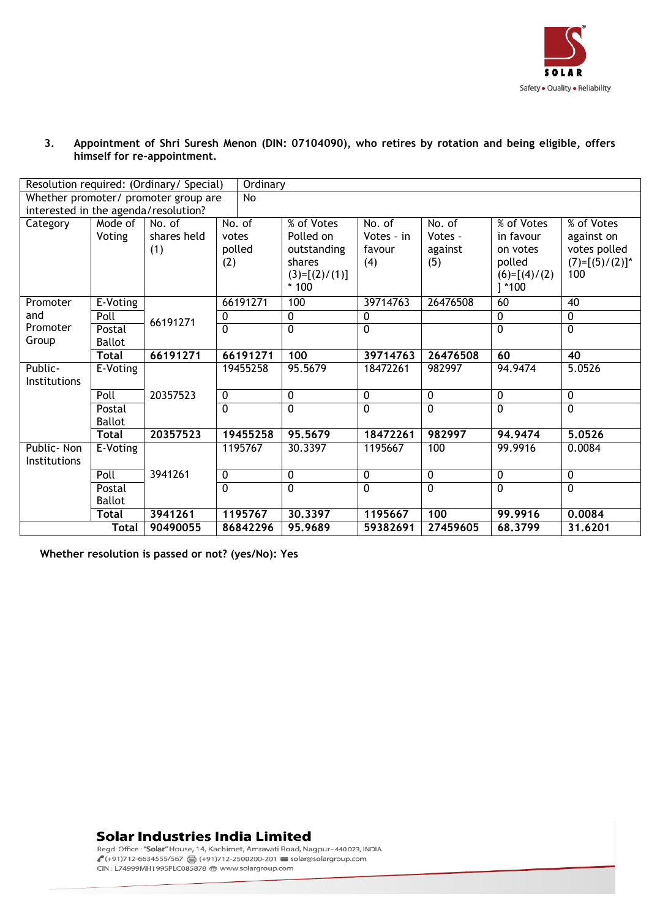3. **Appointment of Shri Suresh Menon (DIN: 07104090), who retires by rotation and being eligible, offers himself for re-appointment.**

| Resolution required: (Ordinary/ Special) | | | Ordinary | | | | | |
|---|---|---|---|---|---|---|---|---|
| Whether promoter/ promoter group are interested in the agenda/resolution? | | | No | | | | | |
| Category | Mode of Voting | No. of shares held (1) | No. of votes polled (2) | % of Votes Polled on outstanding shares (3)=[(2)/(1)] * 100 | No. of Votes - in favour (4) | No. of Votes - against (5) | % of Votes in favour on votes polled (6)=[(4)/(2)] *100 | % of Votes against on votes polled (7)=[(5)/(2)]* 100 |
| Promoter and Promoter Group | E-Voting | 66191271 | 66191271 | 100 | 39714763 | 26476508 | 60 | 40 |
| | Poll | | 0 | 0 | 0 | | 0 | 0 |
| | Postal Ballot | | 0 | 0 | 0 | | 0 | 0 |
| | **Total** | **66191271** | **66191271** | **100** | **39714763** | **26476508** | **60** | **40** |
| Public- Institutions | E-Voting | 20357523 | 19455258 | 95.5679 | 18472261 | 982997 | 94.9474 | 5.0526 |
| | Poll | | 0 | 0 | 0 | 0 | 0 | 0 |
| | Postal Ballot | | 0 | 0 | 0 | 0 | 0 | 0 |
| | **Total** | **20357523** | **19455258** | **95.5679** | **18472261** | **982997** | **94.9474** | **5.0526** |
| Public- Non Institutions | E-Voting | 3941261 | 1195767 | 30.3397 | 1195667 | 100 | 99.9916 | 0.0084 |
| | Poll | | 0 | 0 | 0 | 0 | 0 | 0 |
| | Postal Ballot | | 0 | 0 | 0 | 0 | 0 | 0 |
| | **Total** | **3941261** | **1195767** | **30.3397** | **1195667** | **100** | **99.9916** | **0.0084** |
| | **Total** | **90490055** | **86842296** | **95.9689** | **59382691** | **27459605** | **68.3799** | **31.6201** |

**Whether resolution is passed or not? (yes/No): Yes**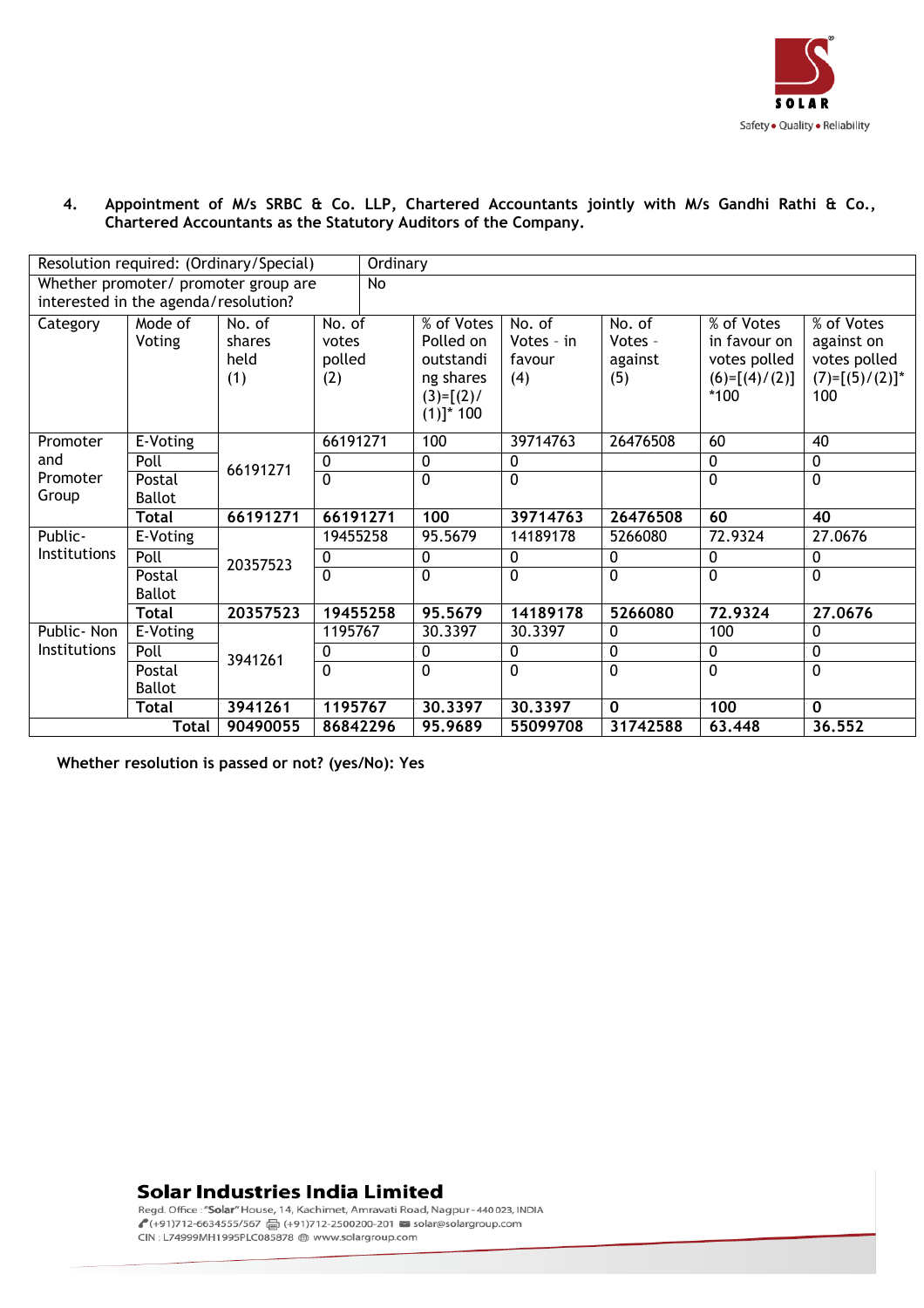4. **Appointment of M/s SRBC & Co. LLP, Chartered Accountants jointly with M/s Gandhi Rathi & Co., Chartered Accountants as the Statutory Auditors of the Company.**

| Resolution required: (Ordinary/Special) | | | Ordinary | | | | | |
|---|---|---|---|---|---|---|---|---|
| Whether promoter/ promoter group are interested in the agenda/resolution? | | | No | | | | | |
| Category | Mode of Voting | No. of shares held (1) | No. of votes polled (2) | % of Votes Polled on outstanding shares (3)=[(2)/(1)]* 100 | No. of Votes - in favour (4) | No. of Votes - against (5) | % of Votes in favour on votes polled (6)=[(4)/(2)]*100 | % of Votes against on votes polled (7)=[(5)/(2)]*100 |
| Promoter and Promoter Group | E-Voting | 66191271 | 66191271 | 100 | 39714763 | 26476508 | 60 | 40 |
| | Poll | | 0 | 0 | 0 | | 0 | 0 |
| | Postal Ballot | | 0 | 0 | 0 | | 0 | 0 |
| | **Total** | **66191271** | **66191271** | **100** | **39714763** | **26476508** | **60** | **40** |
| Public- Institutions | E-Voting | 20357523 | 19455258 | 95.5679 | 14189178 | 5266080 | 72.9324 | 27.0676 |
| | Poll | | 0 | 0 | 0 | 0 | 0 | 0 |
| | Postal Ballot | | 0 | 0 | 0 | 0 | 0 | 0 |
| | **Total** | **20357523** | **19455258** | **95.5679** | **14189178** | **5266080** | **72.9324** | **27.0676** |
| Public- Non Institutions | E-Voting | 3941261 | 1195767 | 30.3397 | 30.3397 | 0 | 100 | 0 |
| | Poll | | 0 | 0 | 0 | 0 | 0 | 0 |
| | Postal Ballot | | 0 | 0 | 0 | 0 | 0 | 0 |
| | **Total** | **3941261** | **1195767** | **30.3397** | **30.3397** | **0** | **100** | **0** |
| | **Total** | **90490055** | **86842296** | **95.9689** | **55099708** | **31742588** | **63.448** | **36.552** |

**Whether resolution is passed or not? (yes/No): Yes**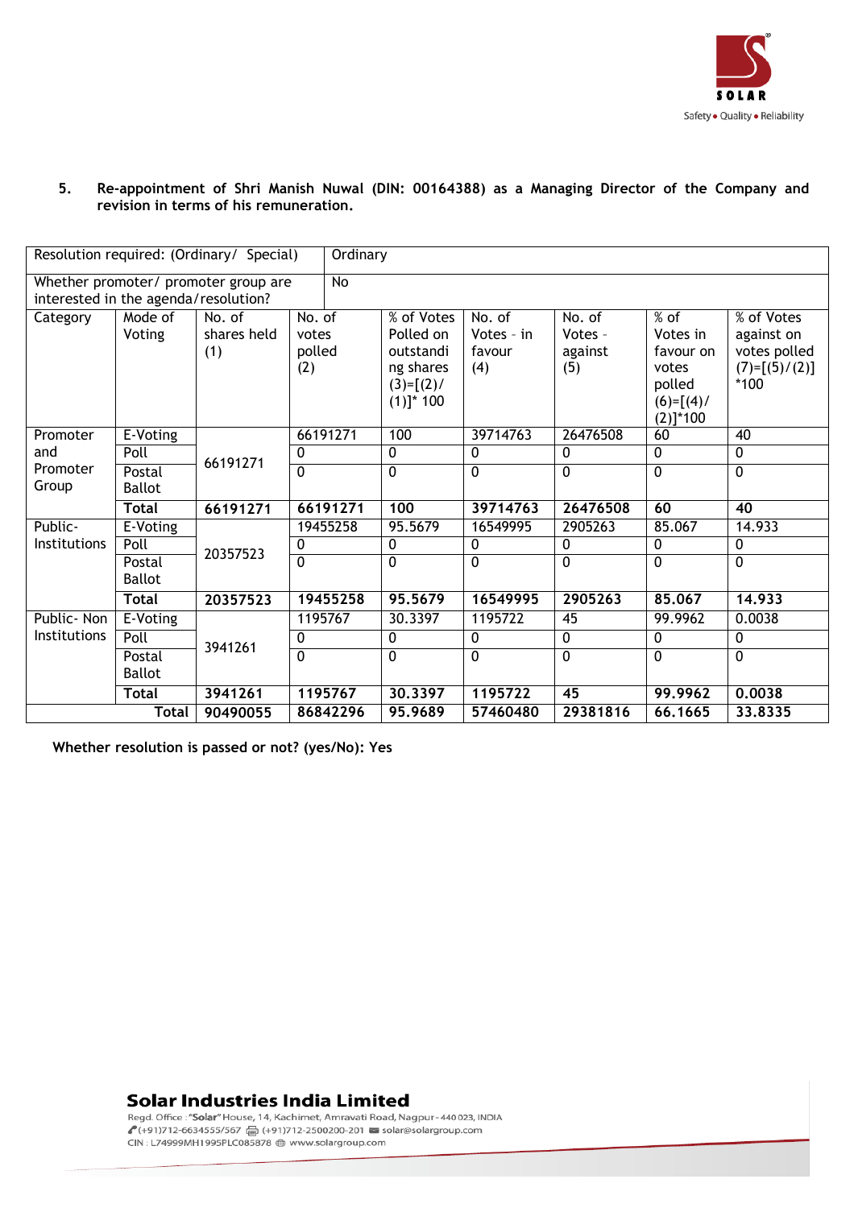5. **Re-appointment of Shri Manish Nuwal (DIN: 00164388) as a Managing Director of the Company and revision in terms of his remuneration.**

| Resolution required: (Ordinary/ Special) | | Ordinary | | | | | | |
|---|---|---|---|---|---|---|---|---|
| Whether promoter/ promoter group are interested in the agenda/resolution? | | No | | | | | | |
| Category | Mode of Voting | No. of shares held (1) | No. of votes polled (2) | % of Votes Polled on outstanding shares (3)=[(2)/(1)]* 100 | No. of Votes - in favour (4) | No. of Votes - against (5) | % of Votes in favour on votes polled (6)=[(4)/(2)]*100 | % of Votes against on votes polled (7)=[(5)/(2)] *100 |
| Promoter and Promoter Group | E-Voting | 66191271 | 66191271 | 100 | 39714763 | 26476508 | 60 | 40 |
| | Poll | | 0 | 0 | 0 | 0 | 0 | 0 |
| | Postal Ballot | | 0 | 0 | 0 | 0 | 0 | 0 |
| | **Total** | **66191271** | **66191271** | **100** | **39714763** | **26476508** | **60** | **40** |
| Public-Institutions | E-Voting | 20357523 | 19455258 | 95.5679 | 16549995 | 2905263 | 85.067 | 14.933 |
| | Poll | | 0 | 0 | 0 | 0 | 0 | 0 |
| | Postal Ballot | | 0 | 0 | 0 | 0 | 0 | 0 |
| | **Total** | **20357523** | **19455258** | **95.5679** | **16549995** | **2905263** | **85.067** | **14.933** |
| Public- Non Institutions | E-Voting | 3941261 | 1195767 | 30.3397 | 1195722 | 45 | 99.9962 | 0.0038 |
| | Poll | | 0 | 0 | 0 | 0 | 0 | 0 |
| | Postal Ballot | | 0 | 0 | 0 | 0 | 0 | 0 |
| | **Total** | **3941261** | **1195767** | **30.3397** | **1195722** | **45** | **99.9962** | **0.0038** |
| | **Total** | **90490055** | **86842296** | **95.9689** | **57460480** | **29381816** | **66.1665** | **33.8335** |

**Whether resolution is passed or not? (yes/No): Yes**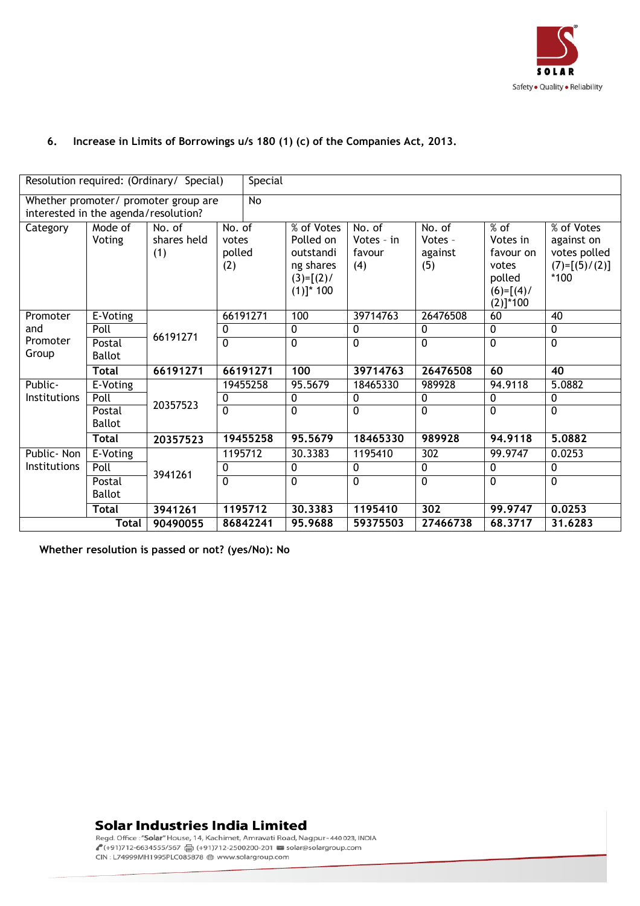6. **Increase in Limits of Borrowings u/s 180 (1) (c) of the Companies Act, 2013.**

| Resolution required: (Ordinary/ Special) | | Special | | | | | | |
|---|---|---|---|---|---|---|---|---|
| Whether promoter/ promoter group are interested in the agenda/resolution? | | No | | | | | | |
| Category | Mode of Voting | No. of shares held (1) | No. of votes polled (2) | % of Votes Polled on outstanding shares (3)=[(2)/(1)]* 100 | No. of Votes - in favour (4) | No. of Votes - against (5) | % of Votes in favour on votes polled (6)=[(4)/(2)]*100 | % of Votes against on votes polled (7)=[(5)/(2)] *100 |
| Promoter and Promoter Group | E-Voting | 66191271 | 66191271 | 100 | 39714763 | 26476508 | 60 | 40 |
| | Poll | | 0 | 0 | 0 | 0 | 0 | 0 |
| | Postal Ballot | | 0 | 0 | 0 | 0 | 0 | 0 |
| | **Total** | **66191271** | **66191271** | **100** | **39714763** | **26476508** | **60** | **40** |
| Public-Institutions | E-Voting | 20357523 | 19455258 | 95.5679 | 18465330 | 989928 | 94.9118 | 5.0882 |
| | Poll | | 0 | 0 | 0 | 0 | 0 | 0 |
| | Postal Ballot | | 0 | 0 | 0 | 0 | 0 | 0 |
| | **Total** | **20357523** | **19455258** | **95.5679** | **18465330** | **989928** | **94.9118** | **5.0882** |
| Public- Non Institutions | E-Voting | 3941261 | 1195712 | 30.3383 | 1195410 | 302 | 99.9747 | 0.0253 |
| | Poll | | 0 | 0 | 0 | 0 | 0 | 0 |
| | Postal Ballot | | 0 | 0 | 0 | 0 | 0 | 0 |
| | **Total** | **3941261** | **1195712** | **30.3383** | **1195410** | **302** | **99.9747** | **0.0253** |
| | **Total** | **90490055** | **86842241** | **95.9688** | **59375503** | **27466738** | **68.3717** | **31.6283** |

**Whether resolution is passed or not? (yes/No): No**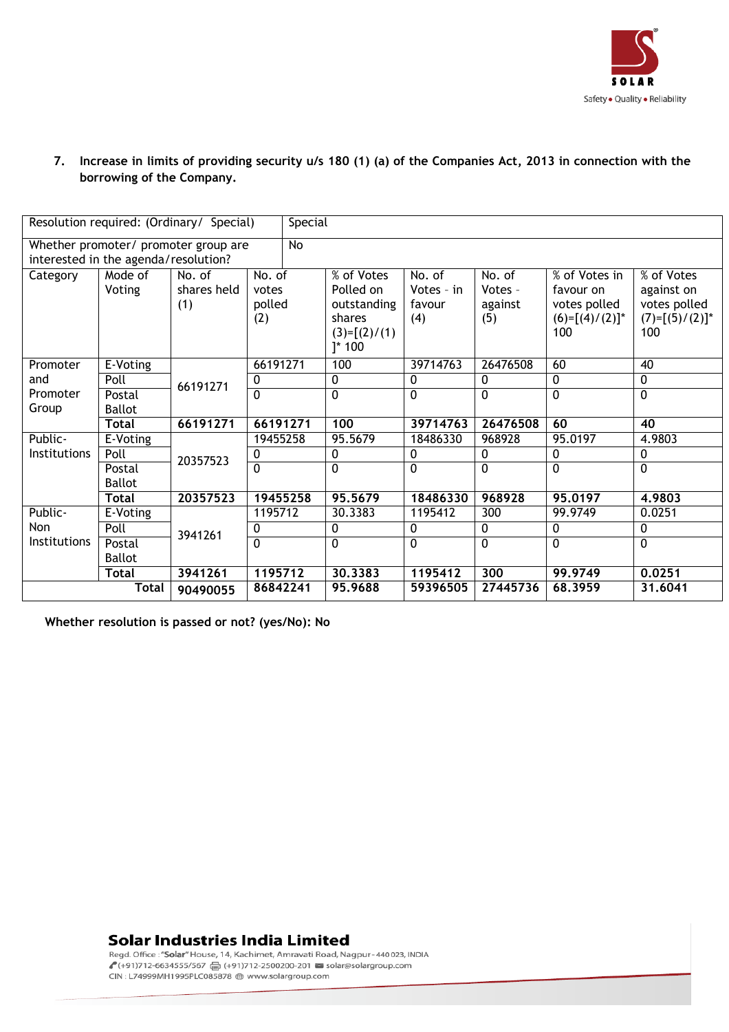7. **Increase in limits of providing security u/s 180 (1) (a) of the Companies Act, 2013 in connection with the borrowing of the Company.**

| Resolution required: (Ordinary/ Special) | | | Special | | | | | |
|---|---|---|---|---|---|---|---|---|
| Whether promoter/ promoter group are interested in the agenda/resolution? | | | No | | | | | |
| Category | Mode of Voting | No. of shares held (1) | No. of votes polled (2) | % of Votes Polled on outstanding shares (3)=[(2)/(1)]* 100 | No. of Votes - in favour (4) | No. of Votes - against (5) | % of Votes in favour on votes polled (6)=[(4)/(2)]* 100 | % of Votes against on votes polled (7)=[(5)/(2)]* 100 |
| Promoter and Promoter Group | E-Voting | 66191271 | 66191271 | 100 | 39714763 | 26476508 | 60 | 40 |
| | Poll | | 0 | 0 | 0 | 0 | 0 | 0 |
| | Postal Ballot | | 0 | 0 | 0 | 0 | 0 | 0 |
| | **Total** | **66191271** | **66191271** | **100** | **39714763** | **26476508** | **60** | **40** |
| Public-Institutions | E-Voting | 20357523 | 19455258 | 95.5679 | 18486330 | 968928 | 95.0197 | 4.9803 |
| | Poll | | 0 | 0 | 0 | 0 | 0 | 0 |
| | Postal Ballot | | 0 | 0 | 0 | 0 | 0 | 0 |
| | **Total** | **20357523** | **19455258** | **95.5679** | **18486330** | **968928** | **95.0197** | **4.9803** |
| Public-Non Institutions | E-Voting | 3941261 | 1195712 | 30.3383 | 1195412 | 300 | 99.9749 | 0.0251 |
| | Poll | | 0 | 0 | 0 | 0 | 0 | 0 |
| | Postal Ballot | | 0 | 0 | 0 | 0 | 0 | 0 |
| | **Total** | **3941261** | **1195712** | **30.3383** | **1195412** | **300** | **99.9749** | **0.0251** |
| | **Total** | **90490055** | **86842241** | **95.9688** | **59396505** | **27445736** | **68.3959** | **31.6041** |

**Whether resolution is passed or not? (yes/No): No**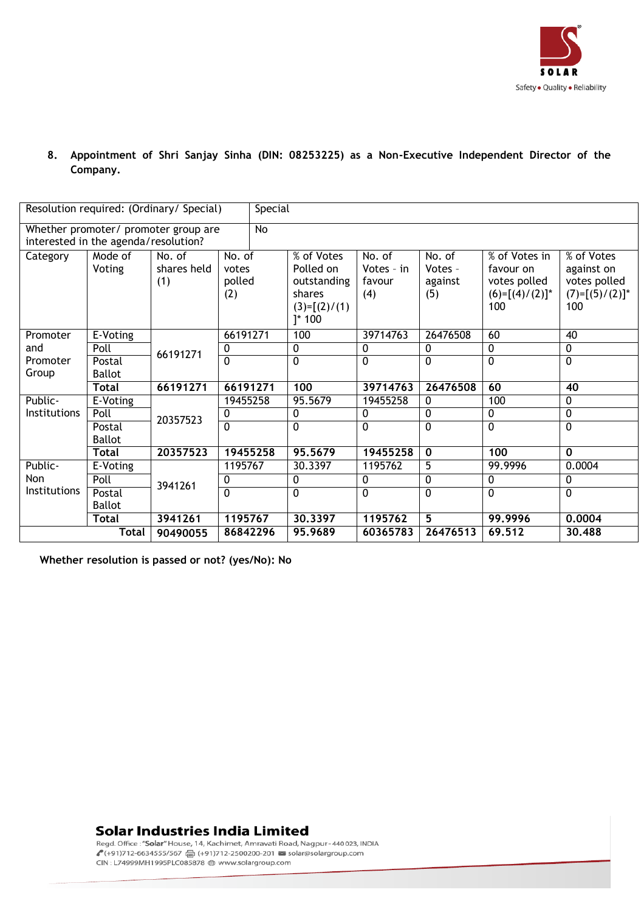8. **Appointment of Shri Sanjay Sinha (DIN: 08253225) as a Non-Executive Independent Director of the Company.**

| Resolution required: (Ordinary/ Special) | | Special | | | | | |
|---|---|---|---|---|---|---|---|
| Whether promoter/ promoter group are interested in the agenda/resolution? | | No | | | | | |
| Category | Mode of Voting | No. of shares held (1) | No. of votes polled (2) | % of Votes Polled on outstanding shares (3)=[(2)/(1)]* 100 | No. of Votes - in favour (4) | No. of Votes - against (5) | % of Votes in favour on votes polled (6)=[(4)/(2)]* 100 | % of Votes against on votes polled (7)=[(5)/(2)]* 100 |
| Promoter and Promoter Group | E-Voting | 66191271 | 66191271 | 100 | 39714763 | 26476508 | 60 | 40 |
| | Poll | | 0 | 0 | 0 | 0 | 0 | 0 |
| | Postal Ballot | | 0 | 0 | 0 | 0 | 0 | 0 |
| | **Total** | **66191271** | **66191271** | **100** | **39714763** | **26476508** | **60** | **40** |
| Public- Institutions | E-Voting | 20357523 | 19455258 | 95.5679 | 19455258 | 0 | 100 | 0 |
| | Poll | | 0 | 0 | 0 | 0 | 0 | 0 |
| | Postal Ballot | | 0 | 0 | 0 | 0 | 0 | 0 |
| | **Total** | **20357523** | **19455258** | **95.5679** | **19455258** | **0** | **100** | **0** |
| Public- Non Institutions | E-Voting | 3941261 | 1195767 | 30.3397 | 1195762 | 5 | 99.9996 | 0.0004 |
| | Poll | | 0 | 0 | 0 | 0 | 0 | 0 |
| | Postal Ballot | | 0 | 0 | 0 | 0 | 0 | 0 |
| | **Total** | **3941261** | **1195767** | **30.3397** | **1195762** | **5** | **99.9996** | **0.0004** |
| | **Total** | **90490055** | **86842296** | **95.9689** | **60365783** | **26476513** | **69.512** | **30.488** |

**Whether resolution is passed or not? (yes/No): No**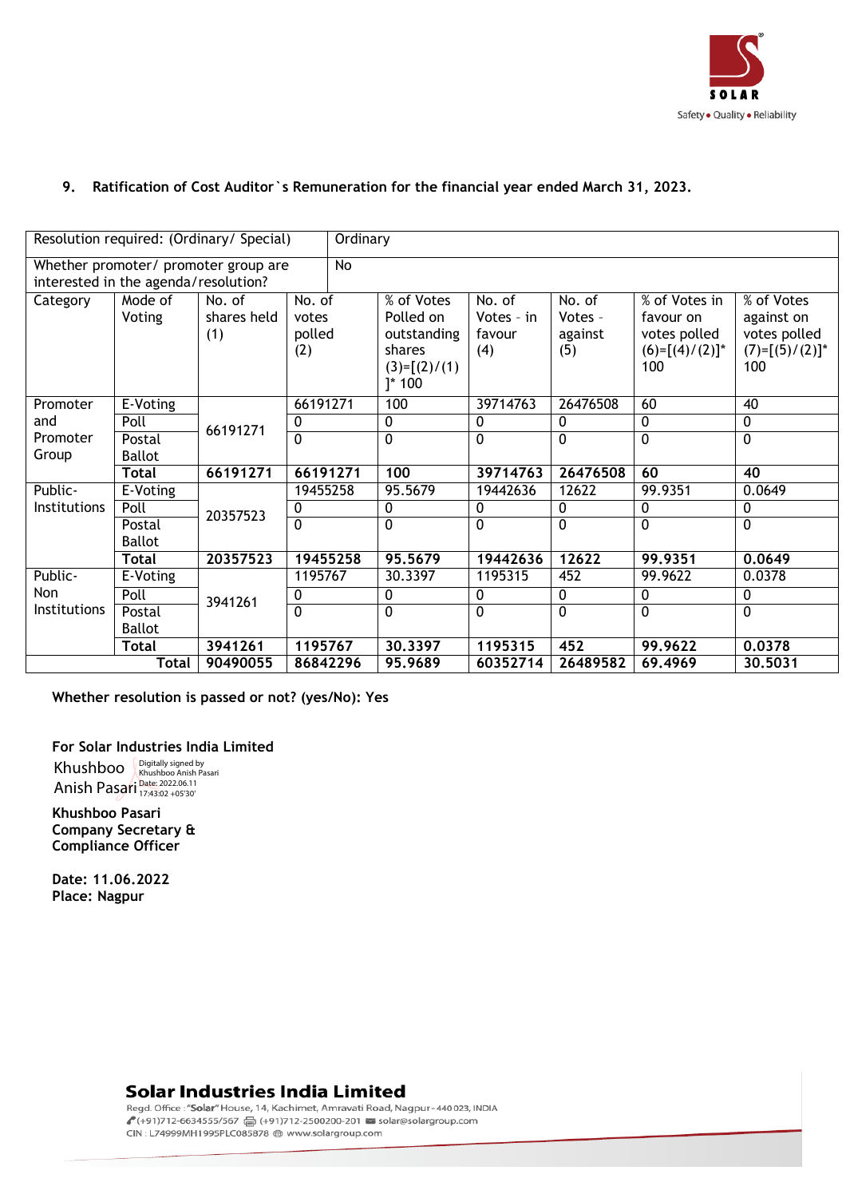**9. Ratification of Cost Auditor`s Remuneration for the financial year ended March 31, 2023.**

| Resolution required: (Ordinary/ Special) | | Ordinary | | | | | | |
|---|---|---|---|---|---|---|---|---|
| Whether promoter/ promoter group are interested in the agenda/resolution? | | No | | | | | | |
| Category | Mode of Voting | No. of shares held (1) | No. of votes polled (2) | % of Votes Polled on outstanding shares (3)=[(2)/(1)]* 100 | No. of Votes - in favour (4) | No. of Votes - against (5) | % of Votes in favour on votes polled (6)=[(4)/(2)]* 100 | % of Votes against on votes polled (7)=[(5)/(2)]* 100 |
| Promoter and Promoter Group | E-Voting | 66191271 | 66191271 | 100 | 39714763 | 26476508 | 60 | 40 |
| | Poll | | 0 | 0 | 0 | 0 | 0 | 0 |
| | Postal Ballot | | 0 | 0 | 0 | 0 | 0 | 0 |
| | **Total** | **66191271** | **66191271** | **100** | **39714763** | **26476508** | **60** | **40** |
| Public-Institutions | E-Voting | 20357523 | 19455258 | 95.5679 | 19442636 | 12622 | 99.9351 | 0.0649 |
| | Poll | | 0 | 0 | 0 | 0 | 0 | 0 |
| | Postal Ballot | | 0 | 0 | 0 | 0 | 0 | 0 |
| | **Total** | **20357523** | **19455258** | **95.5679** | **19442636** | **12622** | **99.9351** | **0.0649** |
| Public-Non Institutions | E-Voting | 3941261 | 1195767 | 30.3397 | 1195315 | 452 | 99.9622 | 0.0378 |
| | Poll | | 0 | 0 | 0 | 0 | 0 | 0 |
| | Postal Ballot | | 0 | 0 | 0 | 0 | 0 | 0 |
| | **Total** | **3941261** | **1195767** | **30.3397** | **1195315** | **452** | **99.9622** | **0.0378** |
| | **Total** | **90490055** | **86842296** | **95.9689** | **60352714** | **26489582** | **69.4969** | **30.5031** |

**Whether resolution is passed or not? (yes/No): Yes**

**For Solar Industries India Limited**

Khushboo Anish Pasari
Digitally signed by Khushboo Anish Pasari
Date: 2022.06.11 17:43:02 +05'30'

**Khushboo Pasari**
**Company Secretary & Compliance Officer**

**Date: 11.06.2022**
**Place: Nagpur**

**Solar Industries India Limited**
Regd. Office : "Solar" House, 14, Kachimet, Amravati Road, Nagpur - 440 023, INDIA
(+91)712-6634555/567 (+91)712-2500200-201 solar@solargroup.com
CIN : L74999MH1995PLC085878 www.solargroup.com